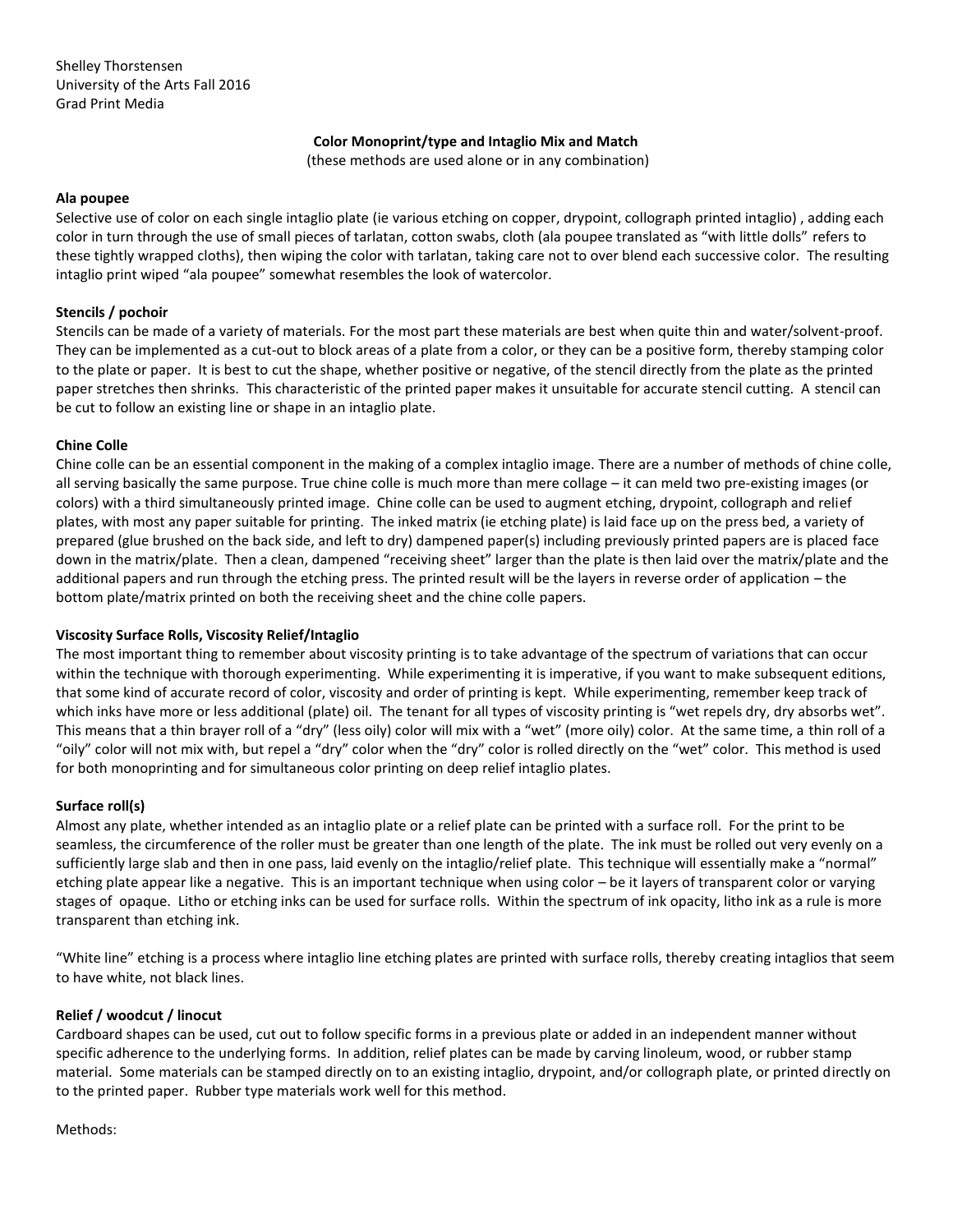Shelley Thorstensen
University of the Arts Fall 2016
Grad Print Media

**Color Monoprint/type and Intaglio Mix and Match**
(these methods are used alone or in any combination)

**Ala poupee**
Selective use of color on each single intaglio plate (ie various etching on copper, drypoint, collograph printed intaglio) , adding each color in turn through the use of small pieces of tarlatan, cotton swabs, cloth (ala poupee translated as "with little dolls" refers to these tightly wrapped cloths), then wiping the color with tarlatan, taking care not to over blend each successive color. The resulting intaglio print wiped "ala poupee" somewhat resembles the look of watercolor.

**Stencils / pochoir**
Stencils can be made of a variety of materials. For the most part these materials are best when quite thin and water/solvent-proof. They can be implemented as a cut-out to block areas of a plate from a color, or they can be a positive form, thereby stamping color to the plate or paper. It is best to cut the shape, whether positive or negative, of the stencil directly from the plate as the printed paper stretches then shrinks. This characteristic of the printed paper makes it unsuitable for accurate stencil cutting. A stencil can be cut to follow an existing line or shape in an intaglio plate.

**Chine Colle**
Chine colle can be an essential component in the making of a complex intaglio image. There are a number of methods of chine colle, all serving basically the same purpose. True chine colle is much more than mere collage – it can meld two pre-existing images (or colors) with a third simultaneously printed image. Chine colle can be used to augment etching, drypoint, collograph and relief plates, with most any paper suitable for printing. The inked matrix (ie etching plate) is laid face up on the press bed, a variety of prepared (glue brushed on the back side, and left to dry) dampened paper(s) including previously printed papers are is placed face down in the matrix/plate. Then a clean, dampened "receiving sheet" larger than the plate is then laid over the matrix/plate and the additional papers and run through the etching press. The printed result will be the layers in reverse order of application – the bottom plate/matrix printed on both the receiving sheet and the chine colle papers.

**Viscosity Surface Rolls, Viscosity Relief/Intaglio**
The most important thing to remember about viscosity printing is to take advantage of the spectrum of variations that can occur within the technique with thorough experimenting. While experimenting it is imperative, if you want to make subsequent editions, that some kind of accurate record of color, viscosity and order of printing is kept. While experimenting, remember keep track of which inks have more or less additional (plate) oil. The tenant for all types of viscosity printing is "wet repels dry, dry absorbs wet". This means that a thin brayer roll of a "dry" (less oily) color will mix with a "wet" (more oily) color. At the same time, a thin roll of a "oily" color will not mix with, but repel a "dry" color when the "dry" color is rolled directly on the "wet" color. This method is used for both monoprinting and for simultaneous color printing on deep relief intaglio plates.

**Surface roll(s)**
Almost any plate, whether intended as an intaglio plate or a relief plate can be printed with a surface roll. For the print to be seamless, the circumference of the roller must be greater than one length of the plate. The ink must be rolled out very evenly on a sufficiently large slab and then in one pass, laid evenly on the intaglio/relief plate. This technique will essentially make a "normal" etching plate appear like a negative. This is an important technique when using color – be it layers of transparent color or varying stages of opaque. Litho or etching inks can be used for surface rolls. Within the spectrum of ink opacity, litho ink as a rule is more transparent than etching ink.

"White line" etching is a process where intaglio line etching plates are printed with surface rolls, thereby creating intaglios that seem to have white, not black lines.

**Relief / woodcut / linocut**
Cardboard shapes can be used, cut out to follow specific forms in a previous plate or added in an independent manner without specific adherence to the underlying forms. In addition, relief plates can be made by carving linoleum, wood, or rubber stamp material. Some materials can be stamped directly on to an existing intaglio, drypoint, and/or collograph plate, or printed directly on to the printed paper. Rubber type materials work well for this method.

Methods: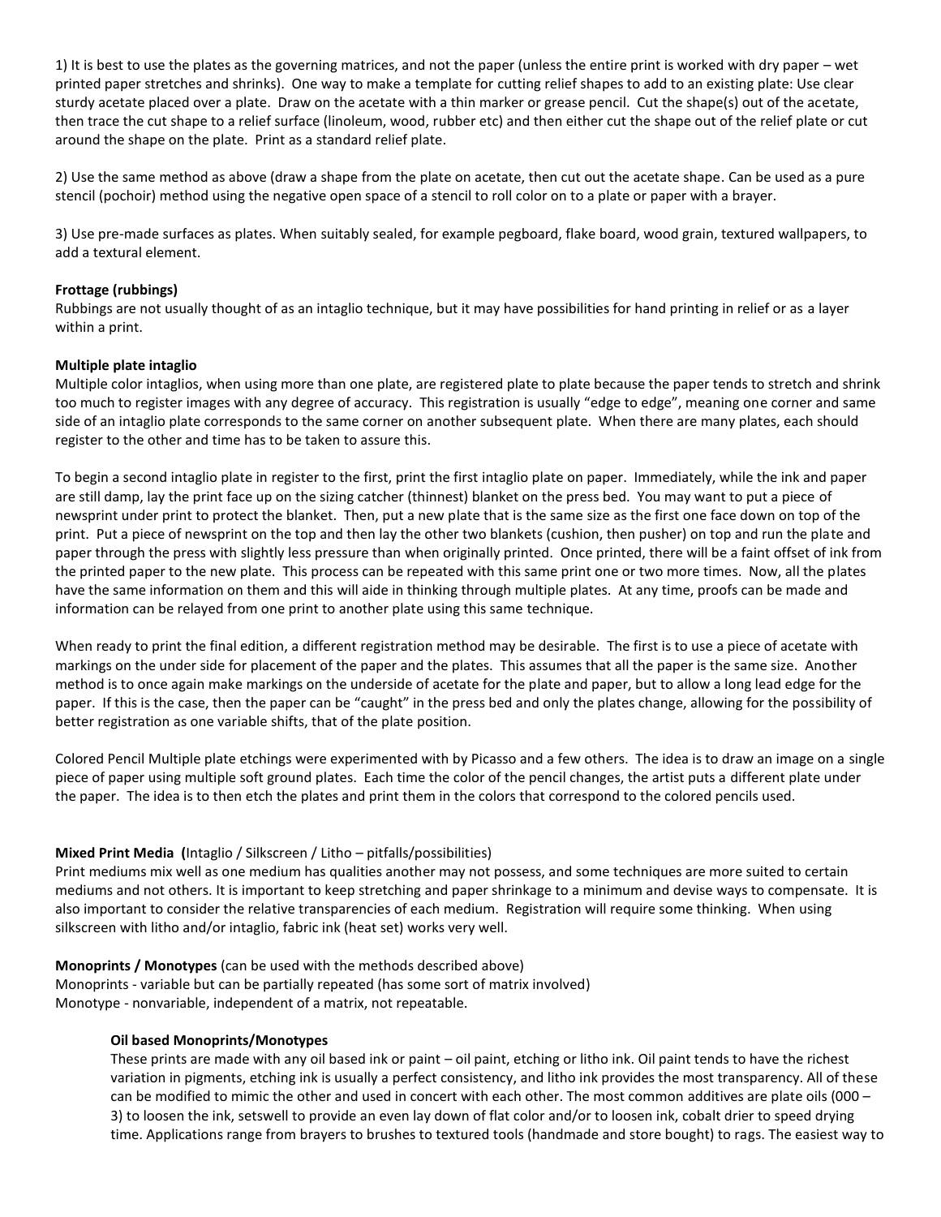1) It is best to use the plates as the governing matrices, and not the paper (unless the entire print is worked with dry paper – wet printed paper stretches and shrinks). One way to make a template for cutting relief shapes to add to an existing plate: Use clear sturdy acetate placed over a plate. Draw on the acetate with a thin marker or grease pencil. Cut the shape(s) out of the acetate, then trace the cut shape to a relief surface (linoleum, wood, rubber etc) and then either cut the shape out of the relief plate or cut around the shape on the plate. Print as a standard relief plate.

2) Use the same method as above (draw a shape from the plate on acetate, then cut out the acetate shape. Can be used as a pure stencil (pochoir) method using the negative open space of a stencil to roll color on to a plate or paper with a brayer.

3) Use pre-made surfaces as plates. When suitably sealed, for example pegboard, flake board, wood grain, textured wallpapers, to add a textural element.

**Frottage (rubbings)**
Rubbings are not usually thought of as an intaglio technique, but it may have possibilities for hand printing in relief or as a layer within a print.

**Multiple plate intaglio**
Multiple color intaglios, when using more than one plate, are registered plate to plate because the paper tends to stretch and shrink too much to register images with any degree of accuracy. This registration is usually "edge to edge", meaning one corner and same side of an intaglio plate corresponds to the same corner on another subsequent plate. When there are many plates, each should register to the other and time has to be taken to assure this.

To begin a second intaglio plate in register to the first, print the first intaglio plate on paper. Immediately, while the ink and paper are still damp, lay the print face up on the sizing catcher (thinnest) blanket on the press bed. You may want to put a piece of newsprint under print to protect the blanket. Then, put a new plate that is the same size as the first one face down on top of the print. Put a piece of newsprint on the top and then lay the other two blankets (cushion, then pusher) on top and run the plate and paper through the press with slightly less pressure than when originally printed. Once printed, there will be a faint offset of ink from the printed paper to the new plate. This process can be repeated with this same print one or two more times. Now, all the plates have the same information on them and this will aide in thinking through multiple plates. At any time, proofs can be made and information can be relayed from one print to another plate using this same technique.

When ready to print the final edition, a different registration method may be desirable. The first is to use a piece of acetate with markings on the under side for placement of the paper and the plates. This assumes that all the paper is the same size. Another method is to once again make markings on the underside of acetate for the plate and paper, but to allow a long lead edge for the paper. If this is the case, then the paper can be "caught" in the press bed and only the plates change, allowing for the possibility of better registration as one variable shifts, that of the plate position.

Colored Pencil Multiple plate etchings were experimented with by Picasso and a few others. The idea is to draw an image on a single piece of paper using multiple soft ground plates. Each time the color of the pencil changes, the artist puts a different plate under the paper. The idea is to then etch the plates and print them in the colors that correspond to the colored pencils used.

**Mixed Print Media (**Intaglio / Silkscreen / Litho – pitfalls/possibilities)
Print mediums mix well as one medium has qualities another may not possess, and some techniques are more suited to certain mediums and not others. It is important to keep stretching and paper shrinkage to a minimum and devise ways to compensate. It is also important to consider the relative transparencies of each medium. Registration will require some thinking. When using silkscreen with litho and/or intaglio, fabric ink (heat set) works very well.

**Monoprints / Monotypes** (can be used with the methods described above)
Monoprints - variable but can be partially repeated (has some sort of matrix involved)
Monotype - nonvariable, independent of a matrix, not repeatable.

**Oil based Monoprints/Monotypes**
These prints are made with any oil based ink or paint – oil paint, etching or litho ink. Oil paint tends to have the richest variation in pigments, etching ink is usually a perfect consistency, and litho ink provides the most transparency. All of these can be modified to mimic the other and used in concert with each other. The most common additives are plate oils (000 – 3) to loosen the ink, setswell to provide an even lay down of flat color and/or to loosen ink, cobalt drier to speed drying time. Applications range from brayers to brushes to textured tools (handmade and store bought) to rags. The easiest way to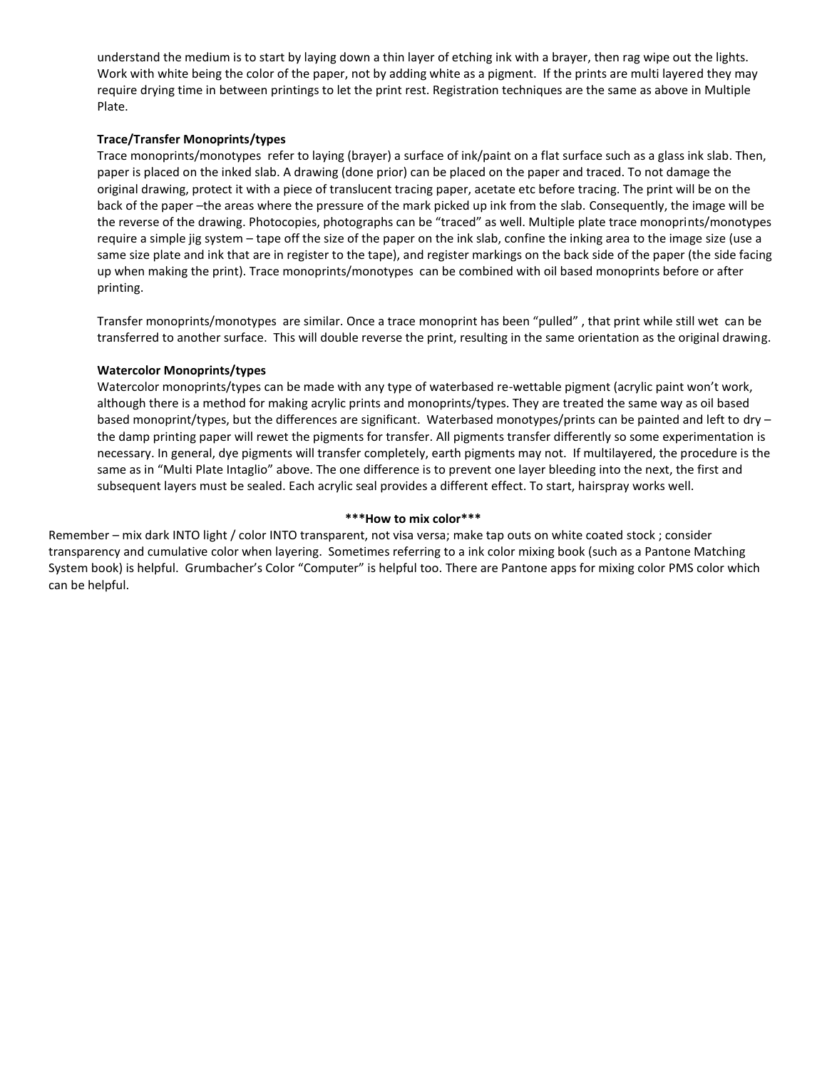understand the medium is to start by laying down a thin layer of etching ink with a brayer, then rag wipe out the lights. Work with white being the color of the paper, not by adding white as a pigment. If the prints are multi layered they may require drying time in between printings to let the print rest. Registration techniques are the same as above in Multiple Plate.

**Trace/Transfer Monoprints/types**

Trace monoprints/monotypes refer to laying (brayer) a surface of ink/paint on a flat surface such as a glass ink slab. Then, paper is placed on the inked slab. A drawing (done prior) can be placed on the paper and traced. To not damage the original drawing, protect it with a piece of translucent tracing paper, acetate etc before tracing. The print will be on the back of the paper –the areas where the pressure of the mark picked up ink from the slab. Consequently, the image will be the reverse of the drawing. Photocopies, photographs can be "traced" as well. Multiple plate trace monoprints/monotypes require a simple jig system – tape off the size of the paper on the ink slab, confine the inking area to the image size (use a same size plate and ink that are in register to the tape), and register markings on the back side of the paper (the side facing up when making the print). Trace monoprints/monotypes can be combined with oil based monoprints before or after printing.

Transfer monoprints/monotypes are similar. Once a trace monoprint has been "pulled" , that print while still wet can be transferred to another surface. This will double reverse the print, resulting in the same orientation as the original drawing.

**Watercolor Monoprints/types**

Watercolor monoprints/types can be made with any type of waterbased re-wettable pigment (acrylic paint won't work, although there is a method for making acrylic prints and monoprints/types. They are treated the same way as oil based based monoprint/types, but the differences are significant. Waterbased monotypes/prints can be painted and left to dry – the damp printing paper will rewet the pigments for transfer. All pigments transfer differently so some experimentation is necessary. In general, dye pigments will transfer completely, earth pigments may not. If multilayered, the procedure is the same as in "Multi Plate Intaglio" above. The one difference is to prevent one layer bleeding into the next, the first and subsequent layers must be sealed. Each acrylic seal provides a different effect. To start, hairspray works well.

**\*\*\*How to mix color\*\*\***

Remember – mix dark INTO light / color INTO transparent, not visa versa; make tap outs on white coated stock ; consider transparency and cumulative color when layering. Sometimes referring to a ink color mixing book (such as a Pantone Matching System book) is helpful. Grumbacher's Color "Computer" is helpful too. There are Pantone apps for mixing color PMS color which can be helpful.